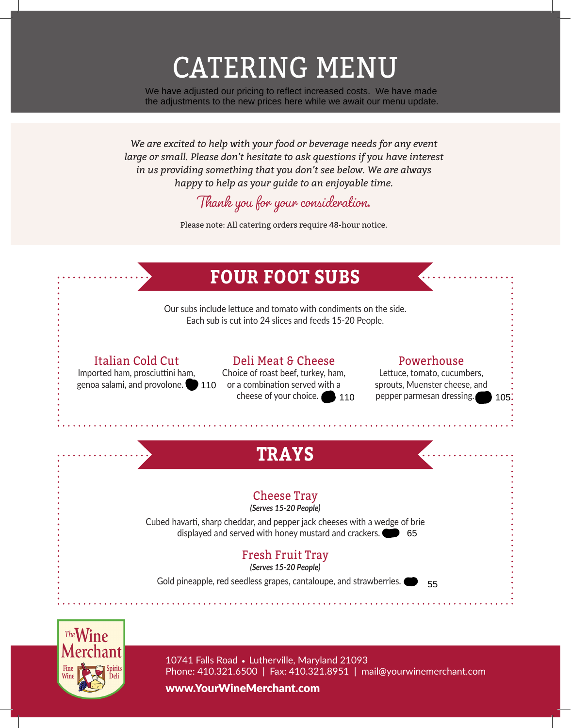# CATERING MENU

We have adjusted our pricing to reflect increased costs. We have made the adjustments to the new prices here while we await our menu update.

*We are excited to help with your food or beverage needs for any event large or small. Please don't hesitate to ask questions if you have interest in us providing something that you don't see below. We are always happy to help as your guide to an enjoyable time.*

*Thank you for your consideration.*

Please note: All catering orders require 48-hour notice.

## FOUR FOOT SUBS

Our subs include lettuce and tomato with condiments on the side.
Each sub is cut into 24 slices and feeds 15-20 People.

### Italian Cold Cut

Imported ham, prosciuttini ham, genoa salami, and provolone. 110

### Deli Meat & Cheese

Choice of roast beef, turkey, ham, or a combination served with a cheese of your choice. 110

### Powerhouse

Lettuce, tomato, cucumbers, sprouts, Muenster cheese, and pepper parmesan dressing. 105

## TRAYS

### Cheese Tray

***(Serves 15-20 People)***

Cubed havarti, sharp cheddar, and pepper jack cheeses with a wedge of brie displayed and served with honey mustard and crackers. 65

### Fresh Fruit Tray

***(Serves 15-20 People)***

Gold pineapple, red seedless grapes, cantaloupe, and strawberries. 55

The Wine Merchant — Fine Wine · Spirits · Deli

10741 Falls Road • Lutherville, Maryland 21093
Phone: 410.321.6500 | Fax: 410.321.8951 | mail@yourwinemerchant.com

**www.YourWineMerchant.com**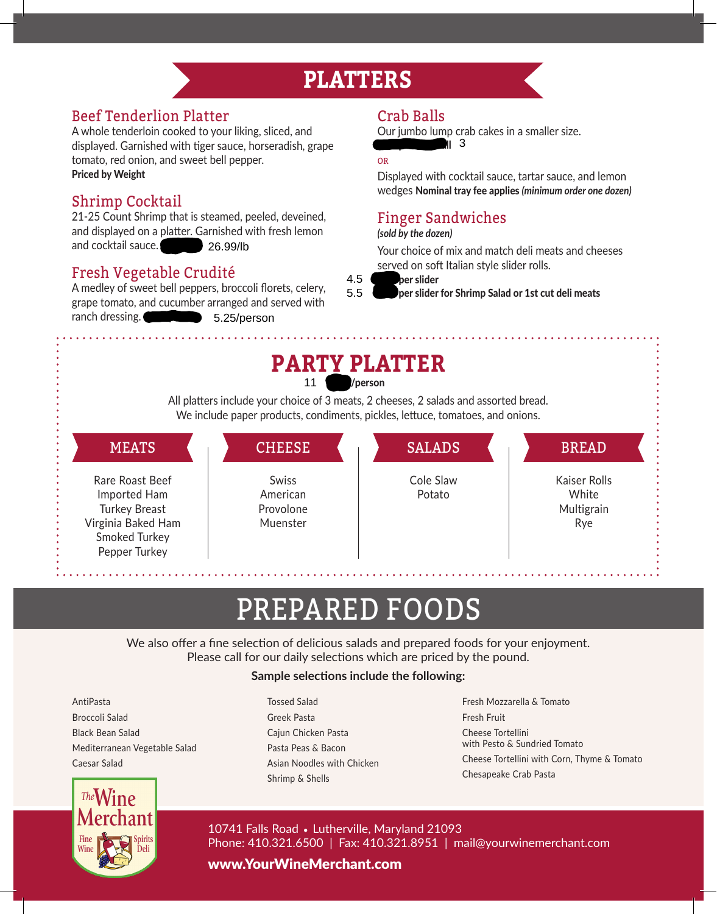# PLATTERS

## Beef Tenderloin Platter

A whole tenderloin cooked to your liking, sliced, and displayed. Garnished with tiger sauce, horseradish, grape tomato, red onion, and sweet bell pepper.

**Priced by Weight**

## Shrimp Cocktail

21-25 Count Shrimp that is steamed, peeled, deveined, and displayed on a platter. Garnished with fresh lemon and cocktail sauce. 26.99/lb

## Fresh Vegetable Crudité

A medley of sweet bell peppers, broccoli florets, celery, grape tomato, and cucumber arranged and served with ranch dressing. 5.25/person

## Crab Balls

Our jumbo lump crab cakes in a smaller size.

3

OR

Displayed with cocktail sauce, tartar sauce, and lemon wedges **Nominal tray fee applies** ***(minimum order one dozen)***

## Finger Sandwiches

***(sold by the dozen)***

Your choice of mix and match deli meats and cheeses served on soft Italian style slider rolls.

4.5 **per slider**

5.5 **per slider for Shrimp Salad or 1st cut deli meats**

# PARTY PLATTER

11 **/person**

All platters include your choice of 3 meats, 2 cheeses, 2 salads and assorted bread.
We include paper products, condiments, pickles, lettuce, tomatoes, and onions.

| MEATS | CHEESE | SALADS | BREAD |
|---|---|---|---|
| Rare Roast Beef | Swiss | Cole Slaw | Kaiser Rolls |
| Imported Ham | American | Potato | White |
| Turkey Breast | Provolone | | Multigrain |
| Virginia Baked Ham | Muenster | | Rye |
| Smoked Turkey | | | |
| Pepper Turkey | | | |

# PREPARED FOODS

We also offer a fine selection of delicious salads and prepared foods for your enjoyment.
Please call for our daily selections which are priced by the pound.

**Sample selections include the following:**

- AntiPasta
- Broccoli Salad
- Black Bean Salad
- Mediterranean Vegetable Salad
- Caesar Salad
- Tossed Salad
- Greek Pasta
- Cajun Chicken Pasta
- Pasta Peas & Bacon
- Asian Noodles with Chicken
- Shrimp & Shells
- Fresh Mozzarella & Tomato
- Fresh Fruit
- Cheese Tortellini with Pesto & Sundried Tomato
- Cheese Tortellini with Corn, Thyme & Tomato
- Chesapeake Crab Pasta

The Wine Merchant — Fine Wine, Spirits, Deli

10741 Falls Road • Lutherville, Maryland 21093
Phone: 410.321.6500 | Fax: 410.321.8951 | mail@yourwinemerchant.com

**www.YourWineMerchant.com**